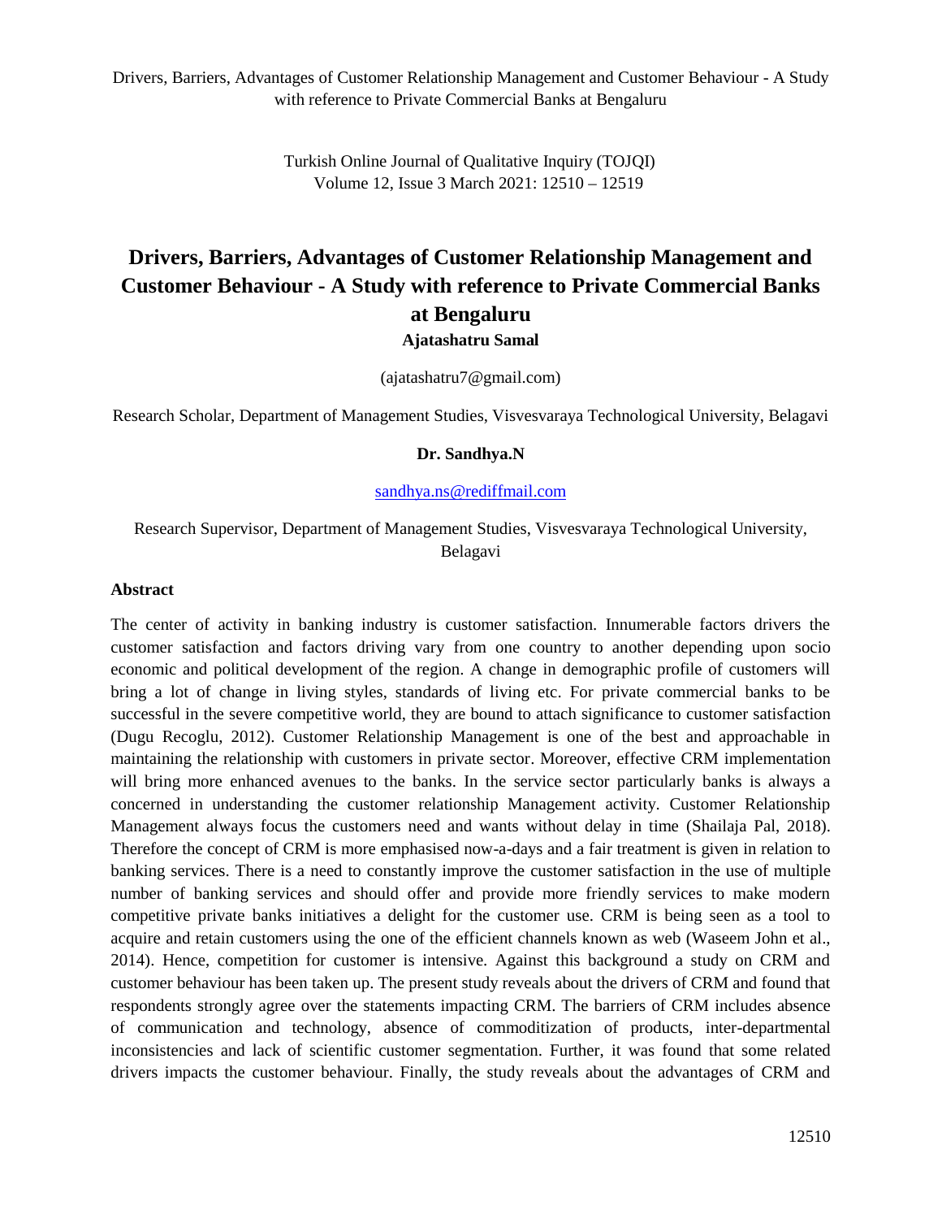# Drivers, Barriers, Advantages of Customer Relationship Management and Customer Behaviour - A Study with reference to Private Commercial Banks at Bengaluru

**Ajatashatru Samal**

(ajatashatru7@gmail.com)

Research Scholar, Department of Management Studies, Visvesvaraya Technological University, Belagavi

**Dr. Sandhya.N**

sandhya.ns@rediffmail.com

Research Supervisor, Department of Management Studies, Visvesvaraya Technological University, Belagavi

### Abstract

The center of activity in banking industry is customer satisfaction. Innumerable factors drivers the customer satisfaction and factors driving vary from one country to another depending upon socio economic and political development of the region. A change in demographic profile of customers will bring a lot of change in living styles, standards of living etc. For private commercial banks to be successful in the severe competitive world, they are bound to attach significance to customer satisfaction (Dugu Recoglu, 2012). Customer Relationship Management is one of the best and approachable in maintaining the relationship with customers in private sector. Moreover, effective CRM implementation will bring more enhanced avenues to the banks. In the service sector particularly banks is always a concerned in understanding the customer relationship Management activity. Customer Relationship Management always focus the customers need and wants without delay in time (Shailaja Pal, 2018). Therefore the concept of CRM is more emphasised now-a-days and a fair treatment is given in relation to banking services. There is a need to constantly improve the customer satisfaction in the use of multiple number of banking services and should offer and provide more friendly services to make modern competitive private banks initiatives a delight for the customer use. CRM is being seen as a tool to acquire and retain customers using the one of the efficient channels known as web (Waseem John et al., 2014). Hence, competition for customer is intensive. Against this background a study on CRM and customer behaviour has been taken up. The present study reveals about the drivers of CRM and found that respondents strongly agree over the statements impacting CRM. The barriers of CRM includes absence of communication and technology, absence of commoditization of products, inter-departmental inconsistencies and lack of scientific customer segmentation. Further, it was found that some related drivers impacts the customer behaviour. Finally, the study reveals about the advantages of CRM and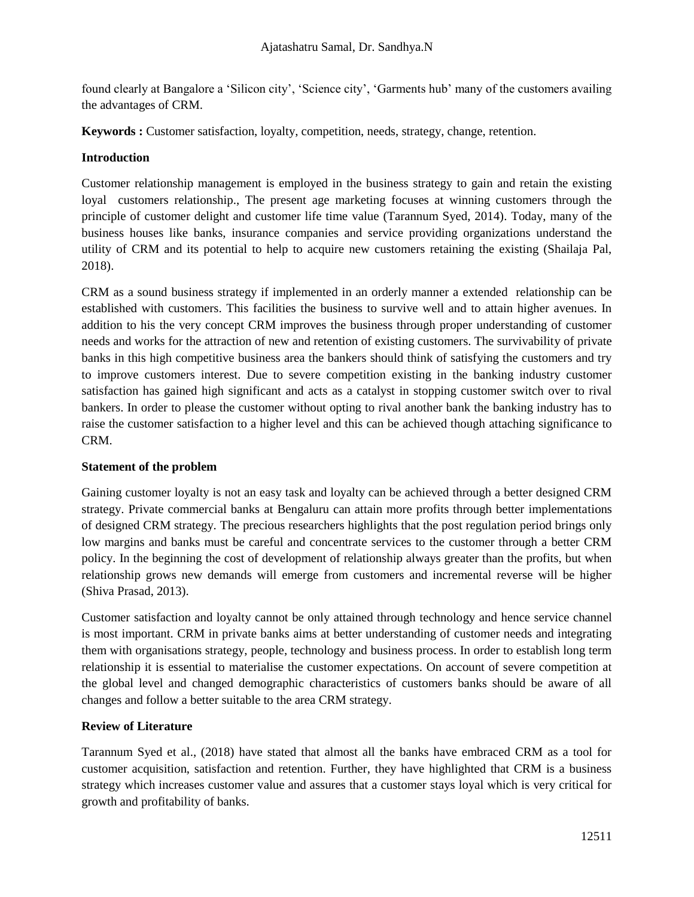found clearly at Bangalore a 'Silicon city', 'Science city', 'Garments hub' many of the customers availing the advantages of CRM.

**Keywords :** Customer satisfaction, loyalty, competition, needs, strategy, change, retention.

## Introduction

Customer relationship management is employed in the business strategy to gain and retain the existing loyal customers relationship., The present age marketing focuses at winning customers through the principle of customer delight and customer life time value (Tarannum Syed, 2014). Today, many of the business houses like banks, insurance companies and service providing organizations understand the utility of CRM and its potential to help to acquire new customers retaining the existing (Shailaja Pal, 2018).

CRM as a sound business strategy if implemented in an orderly manner a extended relationship can be established with customers. This facilities the business to survive well and to attain higher avenues. In addition to his the very concept CRM improves the business through proper understanding of customer needs and works for the attraction of new and retention of existing customers. The survivability of private banks in this high competitive business area the bankers should think of satisfying the customers and try to improve customers interest. Due to severe competition existing in the banking industry customer satisfaction has gained high significant and acts as a catalyst in stopping customer switch over to rival bankers. In order to please the customer without opting to rival another bank the banking industry has to raise the customer satisfaction to a higher level and this can be achieved though attaching significance to CRM.

## Statement of the problem

Gaining customer loyalty is not an easy task and loyalty can be achieved through a better designed CRM strategy. Private commercial banks at Bengaluru can attain more profits through better implementations of designed CRM strategy. The precious researchers highlights that the post regulation period brings only low margins and banks must be careful and concentrate services to the customer through a better CRM policy. In the beginning the cost of development of relationship always greater than the profits, but when relationship grows new demands will emerge from customers and incremental reverse will be higher (Shiva Prasad, 2013).

Customer satisfaction and loyalty cannot be only attained through technology and hence service channel is most important. CRM in private banks aims at better understanding of customer needs and integrating them with organisations strategy, people, technology and business process. In order to establish long term relationship it is essential to materialise the customer expectations. On account of severe competition at the global level and changed demographic characteristics of customers banks should be aware of all changes and follow a better suitable to the area CRM strategy.

## Review of Literature

Tarannum Syed et al., (2018) have stated that almost all the banks have embraced CRM as a tool for customer acquisition, satisfaction and retention. Further, they have highlighted that CRM is a business strategy which increases customer value and assures that a customer stays loyal which is very critical for growth and profitability of banks.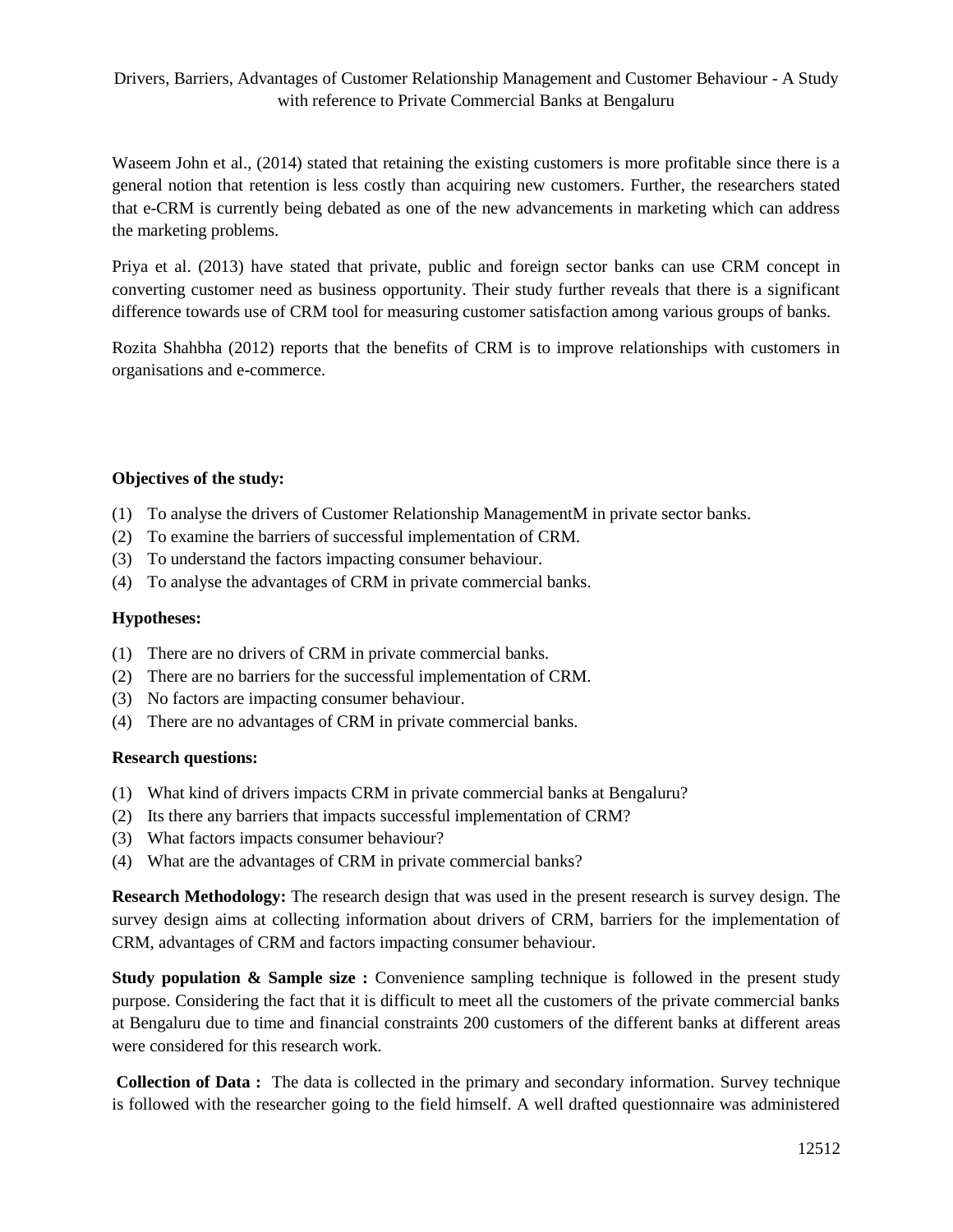Waseem John et al., (2014) stated that retaining the existing customers is more profitable since there is a general notion that retention is less costly than acquiring new customers. Further, the researchers stated that e-CRM is currently being debated as one of the new advancements in marketing which can address the marketing problems.

Priya et al. (2013) have stated that private, public and foreign sector banks can use CRM concept in converting customer need as business opportunity. Their study further reveals that there is a significant difference towards use of CRM tool for measuring customer satisfaction among various groups of banks.

Rozita Shahbha (2012) reports that the benefits of CRM is to improve relationships with customers in organisations and e-commerce.

**Objectives of the study:**

(1) To analyse the drivers of Customer Relationship ManagementM in private sector banks.
(2) To examine the barriers of successful implementation of CRM.
(3) To understand the factors impacting consumer behaviour.
(4) To analyse the advantages of CRM in private commercial banks.

**Hypotheses:**

(1) There are no drivers of CRM in private commercial banks.
(2) There are no barriers for the successful implementation of CRM.
(3) No factors are impacting consumer behaviour.
(4) There are no advantages of CRM in private commercial banks.

**Research questions:**

(1) What kind of drivers impacts CRM in private commercial banks at Bengaluru?
(2) Its there any barriers that impacts successful implementation of CRM?
(3) What factors impacts consumer behaviour?
(4) What are the advantages of CRM in private commercial banks?

**Research Methodology:** The research design that was used in the present research is survey design. The survey design aims at collecting information about drivers of CRM, barriers for the implementation of CRM, advantages of CRM and factors impacting consumer behaviour.

**Study population & Sample size :** Convenience sampling technique is followed in the present study purpose. Considering the fact that it is difficult to meet all the customers of the private commercial banks at Bengaluru due to time and financial constraints 200 customers of the different banks at different areas were considered for this research work.

**Collection of Data :** The data is collected in the primary and secondary information. Survey technique is followed with the researcher going to the field himself. A well drafted questionnaire was administered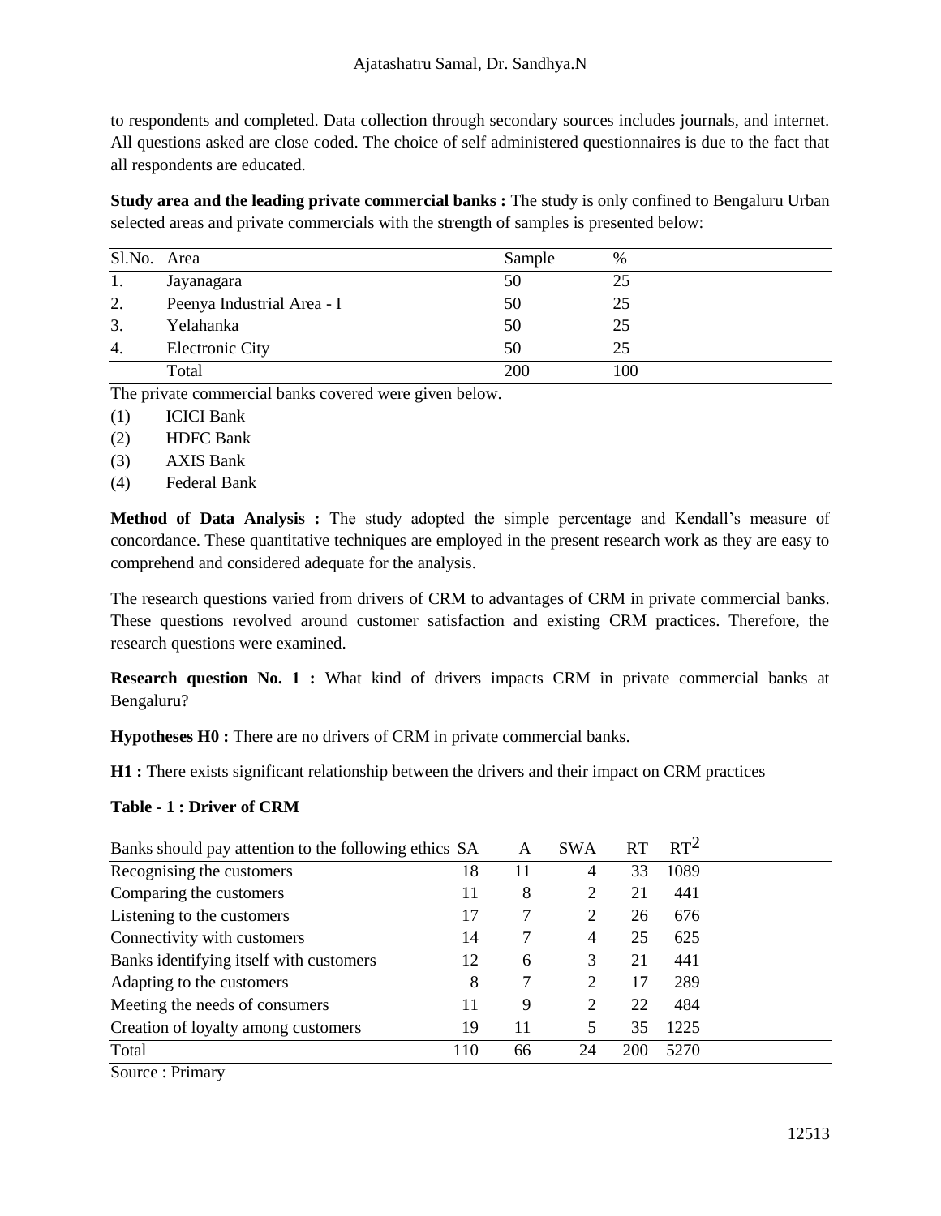to respondents and completed. Data collection through secondary sources includes journals, and internet. All questions asked are close coded. The choice of self administered questionnaires is due to the fact that all respondents are educated.

**Study area and the leading private commercial banks :** The study is only confined to Bengaluru Urban selected areas and private commercials with the strength of samples is presented below:

| Sl.No. | Area | Sample | % |
|---|---|---|---|
| 1. | Jayanagara | 50 | 25 |
| 2. | Peenya Industrial Area - I | 50 | 25 |
| 3. | Yelahanka | 50 | 25 |
| 4. | Electronic City | 50 | 25 |
| | Total | 200 | 100 |

The private commercial banks covered were given below.

(1) ICICI Bank

(2) HDFC Bank

(3) AXIS Bank

(4) Federal Bank

**Method of Data Analysis :** The study adopted the simple percentage and Kendall's measure of concordance. These quantitative techniques are employed in the present research work as they are easy to comprehend and considered adequate for the analysis.

The research questions varied from drivers of CRM to advantages of CRM in private commercial banks. These questions revolved around customer satisfaction and existing CRM practices. Therefore, the research questions were examined.

**Research question No. 1 :** What kind of drivers impacts CRM in private commercial banks at Bengaluru?

**Hypotheses H0 :** There are no drivers of CRM in private commercial banks.

**H1 :** There exists significant relationship between the drivers and their impact on CRM practices

**Table - 1 : Driver of CRM**

| Banks should pay attention to the following ethics | SA | A | SWA | RT | $RT^2$ |
|---|---|---|---|---|---|
| Recognising the customers | 18 | 11 | 4 | 33 | 1089 |
| Comparing the customers | 11 | 8 | 2 | 21 | 441 |
| Listening to the customers | 17 | 7 | 2 | 26 | 676 |
| Connectivity with customers | 14 | 7 | 4 | 25 | 625 |
| Banks identifying itself with customers | 12 | 6 | 3 | 21 | 441 |
| Adapting to the customers | 8 | 7 | 2 | 17 | 289 |
| Meeting the needs of consumers | 11 | 9 | 2 | 22 | 484 |
| Creation of loyalty among customers | 19 | 11 | 5 | 35 | 1225 |
| Total | 110 | 66 | 24 | 200 | 5270 |

Source : Primary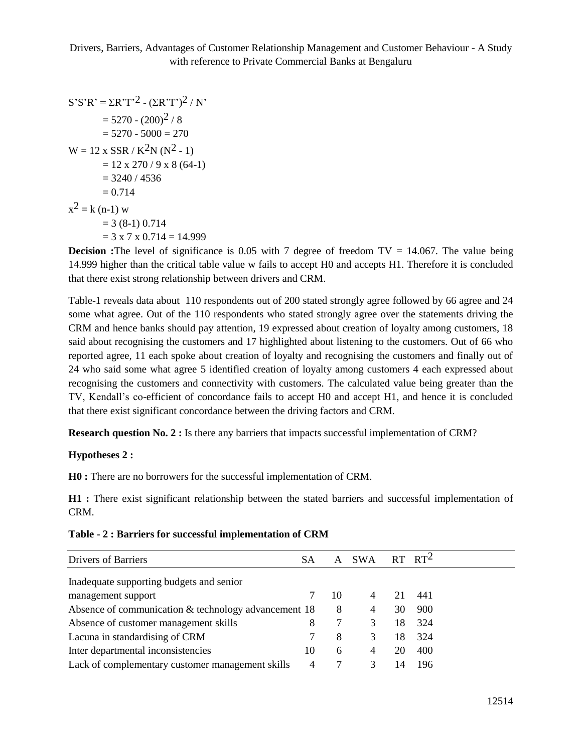$$S'S'R' = \Sigma R'T'^2 - (\Sigma R'T')^2 / N'$$

$$= 5270 - (200)^2 / 8$$

$$= 5270 - 5000 = 270$$

$$W = 12 \text{ x SSR} / K^2N (N^2 - 1)$$

$$= 12 \text{ x } 270 / 9 \text{ x } 8 (64\text{-}1)$$

$$= 3240 / 4536$$

$$= 0.714$$

$$x^2 = k (n\text{-}1) w$$

$$= 3 (8\text{-}1) 0.714$$

$$= 3 \text{ x } 7 \text{ x } 0.714 = 14.999$$

**Decision :**The level of significance is 0.05 with 7 degree of freedom TV = 14.067. The value being 14.999 higher than the critical table value w fails to accept H0 and accepts H1. Therefore it is concluded that there exist strong relationship between drivers and CRM.

Table-1 reveals data about 110 respondents out of 200 stated strongly agree followed by 66 agree and 24 some what agree. Out of the 110 respondents who stated strongly agree over the statements driving the CRM and hence banks should pay attention, 19 expressed about creation of loyalty among customers, 18 said about recognising the customers and 17 highlighted about listening to the customers. Out of 66 who reported agree, 11 each spoke about creation of loyalty and recognising the customers and finally out of 24 who said some what agree 5 identified creation of loyalty among customers 4 each expressed about recognising the customers and connectivity with customers. The calculated value being greater than the TV, Kendall's co-efficient of concordance fails to accept H0 and accept H1, and hence it is concluded that there exist significant concordance between the driving factors and CRM.

**Research question No. 2 :** Is there any barriers that impacts successful implementation of CRM?

**Hypotheses 2 :**

**H0 :** There are no borrowers for the successful implementation of CRM.

**H1 :** There exist significant relationship between the stated barriers and successful implementation of CRM.

**Table - 2 : Barriers for successful implementation of CRM**

| Drivers of Barriers | SA | A | SWA | RT | $RT^2$ |
|---|---|---|---|---|---|
| Inadequate supporting budgets and senior management support | 7 | 10 | 4 | 21 | 441 |
| Absence of communication & technology advancement | 18 | 8 | 4 | 30 | 900 |
| Absence of customer management skills | 8 | 7 | 3 | 18 | 324 |
| Lacuna in standardising of CRM | 7 | 8 | 3 | 18 | 324 |
| Inter departmental inconsistencies | 10 | 6 | 4 | 20 | 400 |
| Lack of complementary customer management skills | 4 | 7 | 3 | 14 | 196 |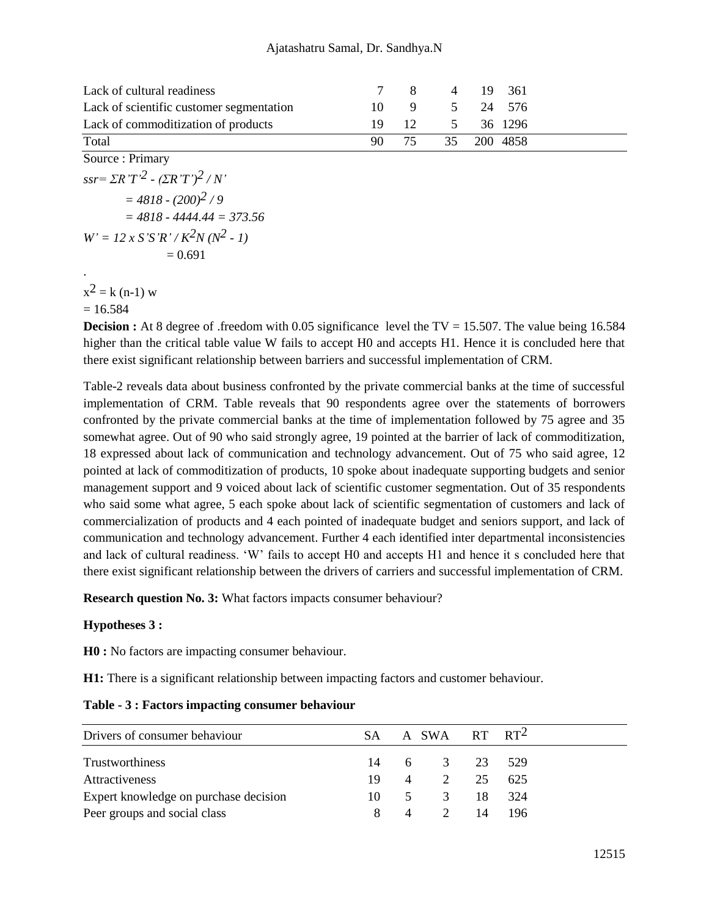| | | | | | |
|---|---|---|---|---|---|
| Lack of cultural readiness | 7 | 8 | 4 | 19 | 361 |
| Lack of scientific customer segmentation | 10 | 9 | 5 | 24 | 576 |
| Lack of commoditization of products | 19 | 12 | 5 | 36 | 1296 |
| Total | 90 | 75 | 35 | 200 | 4858 |

Source : Primary

$ssr = \Sigma R'T'^2 - (\Sigma R'T')^2 / N'$

$= 4818 - (200)^2 / 9$

$= 4818 - 4444.44 = 373.56$

$W' = 12 \times S'S'R' / K^2 N (N^2 - 1)$

$= 0.691$

.

$x^2 = k (n-1) w$

$= 16.584$

**Decision :** At 8 degree of .freedom with 0.05 significance level the TV = 15.507. The value being 16.584 higher than the critical table value W fails to accept H0 and accepts H1. Hence it is concluded here that there exist significant relationship between barriers and successful implementation of CRM.

Table-2 reveals data about business confronted by the private commercial banks at the time of successful implementation of CRM. Table reveals that 90 respondents agree over the statements of borrowers confronted by the private commercial banks at the time of implementation followed by 75 agree and 35 somewhat agree. Out of 90 who said strongly agree, 19 pointed at the barrier of lack of commoditization, 18 expressed about lack of communication and technology advancement. Out of 75 who said agree, 12 pointed at lack of commoditization of products, 10 spoke about inadequate supporting budgets and senior management support and 9 voiced about lack of scientific customer segmentation. Out of 35 respondents who said some what agree, 5 each spoke about lack of scientific segmentation of customers and lack of commercialization of products and 4 each pointed of inadequate budget and seniors support, and lack of communication and technology advancement. Further 4 each identified inter departmental inconsistencies and lack of cultural readiness. 'W' fails to accept H0 and accepts H1 and hence it s concluded here that there exist significant relationship between the drivers of carriers and successful implementation of CRM.

**Research question No. 3:** What factors impacts consumer behaviour?

**Hypotheses 3 :**

**H0 :** No factors are impacting consumer behaviour.

**H1:** There is a significant relationship between impacting factors and customer behaviour.

**Table - 3 : Factors impacting consumer behaviour**

| Drivers of consumer behaviour | SA | A | SWA | RT | $RT^2$ |
|---|---|---|---|---|---|
| Trustworthiness | 14 | 6 | 3 | 23 | 529 |
| Attractiveness | 19 | 4 | 2 | 25 | 625 |
| Expert knowledge on purchase decision | 10 | 5 | 3 | 18 | 324 |
| Peer groups and social class | 8 | 4 | 2 | 14 | 196 |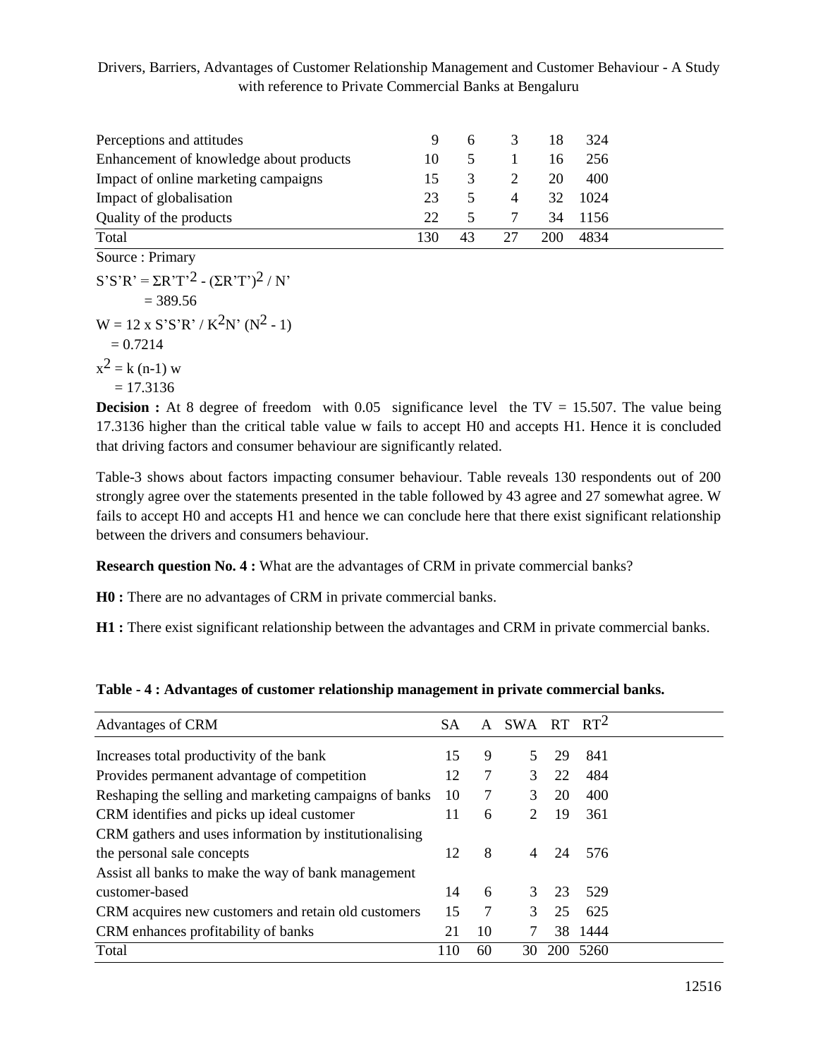| | | | | | |
|---|---|---|---|---|---|
| Perceptions and attitudes | 9 | 6 | 3 | 18 | 324 |
| Enhancement of knowledge about products | 10 | 5 | 1 | 16 | 256 |
| Impact of online marketing campaigns | 15 | 3 | 2 | 20 | 400 |
| Impact of globalisation | 23 | 5 | 4 | 32 | 1024 |
| Quality of the products | 22 | 5 | 7 | 34 | 1156 |
| Total | 130 | 43 | 27 | 200 | 4834 |

Source : Primary

$S'S'R' = \Sigma R'T'^2 - (\Sigma R'T')^2 / N'$

$= 389.56$

$W = 12 \times S'S'R' / K^2N' (N^2 - 1)$

$= 0.7214$

$x^2 = k (n\text{-}1) w$

$= 17.3136$

**Decision :** At 8 degree of freedom with 0.05 significance level the TV = 15.507. The value being 17.3136 higher than the critical table value w fails to accept H0 and accepts H1. Hence it is concluded that driving factors and consumer behaviour are significantly related.

Table-3 shows about factors impacting consumer behaviour. Table reveals 130 respondents out of 200 strongly agree over the statements presented in the table followed by 43 agree and 27 somewhat agree. W fails to accept H0 and accepts H1 and hence we can conclude here that there exist significant relationship between the drivers and consumers behaviour.

**Research question No. 4 :** What are the advantages of CRM in private commercial banks?

**H0 :** There are no advantages of CRM in private commercial banks.

**H1 :** There exist significant relationship between the advantages and CRM in private commercial banks.

**Table - 4 : Advantages of customer relationship management in private commercial banks.**

| Advantages of CRM | SA | A | SWA | RT | $RT^2$ |
|---|---|---|---|---|---|
| Increases total productivity of the bank | 15 | 9 | 5 | 29 | 841 |
| Provides permanent advantage of competition | 12 | 7 | 3 | 22 | 484 |
| Reshaping the selling and marketing campaigns of banks | 10 | 7 | 3 | 20 | 400 |
| CRM identifies and picks up ideal customer | 11 | 6 | 2 | 19 | 361 |
| CRM gathers and uses information by institutionalising the personal sale concepts | 12 | 8 | 4 | 24 | 576 |
| Assist all banks to make the way of bank management customer-based | 14 | 6 | 3 | 23 | 529 |
| CRM acquires new customers and retain old customers | 15 | 7 | 3 | 25 | 625 |
| CRM enhances profitability of banks | 21 | 10 | 7 | 38 | 1444 |
| Total | 110 | 60 | 30 | 200 | 5260 |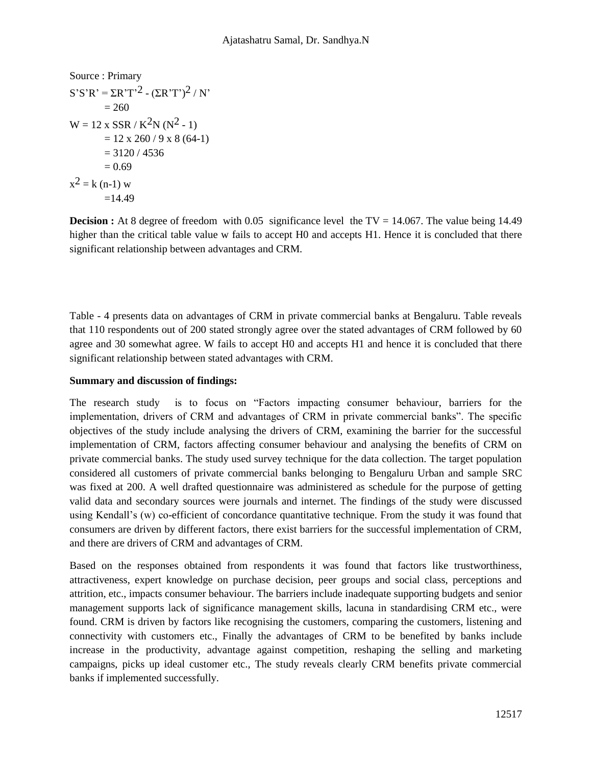Source : Primary

$S'S'R' = \Sigma R'T'^2 - (\Sigma R'T')^2 / N'$

$= 260$

$W = 12 \times SSR / K^2N (N^2 - 1)$

$= 12 \times 260 / 9 \times 8 (64-1)$

$= 3120 / 4536$

$= 0.69$

$x^2 = k (n-1) w$

$=14.49$

**Decision :** At 8 degree of freedom with 0.05 significance level the TV = 14.067. The value being 14.49 higher than the critical table value w fails to accept H0 and accepts H1. Hence it is concluded that there significant relationship between advantages and CRM.

Table - 4 presents data on advantages of CRM in private commercial banks at Bengaluru. Table reveals that 110 respondents out of 200 stated strongly agree over the stated advantages of CRM followed by 60 agree and 30 somewhat agree. W fails to accept H0 and accepts H1 and hence it is concluded that there significant relationship between stated advantages with CRM.

**Summary and discussion of findings:**

The research study is to focus on "Factors impacting consumer behaviour, barriers for the implementation, drivers of CRM and advantages of CRM in private commercial banks". The specific objectives of the study include analysing the drivers of CRM, examining the barrier for the successful implementation of CRM, factors affecting consumer behaviour and analysing the benefits of CRM on private commercial banks. The study used survey technique for the data collection. The target population considered all customers of private commercial banks belonging to Bengaluru Urban and sample SRC was fixed at 200. A well drafted questionnaire was administered as schedule for the purpose of getting valid data and secondary sources were journals and internet. The findings of the study were discussed using Kendall's (w) co-efficient of concordance quantitative technique. From the study it was found that consumers are driven by different factors, there exist barriers for the successful implementation of CRM, and there are drivers of CRM and advantages of CRM.

Based on the responses obtained from respondents it was found that factors like trustworthiness, attractiveness, expert knowledge on purchase decision, peer groups and social class, perceptions and attrition, etc., impacts consumer behaviour. The barriers include inadequate supporting budgets and senior management supports lack of significance management skills, lacuna in standardising CRM etc., were found. CRM is driven by factors like recognising the customers, comparing the customers, listening and connectivity with customers etc., Finally the advantages of CRM to be benefited by banks include increase in the productivity, advantage against competition, reshaping the selling and marketing campaigns, picks up ideal customer etc., The study reveals clearly CRM benefits private commercial banks if implemented successfully.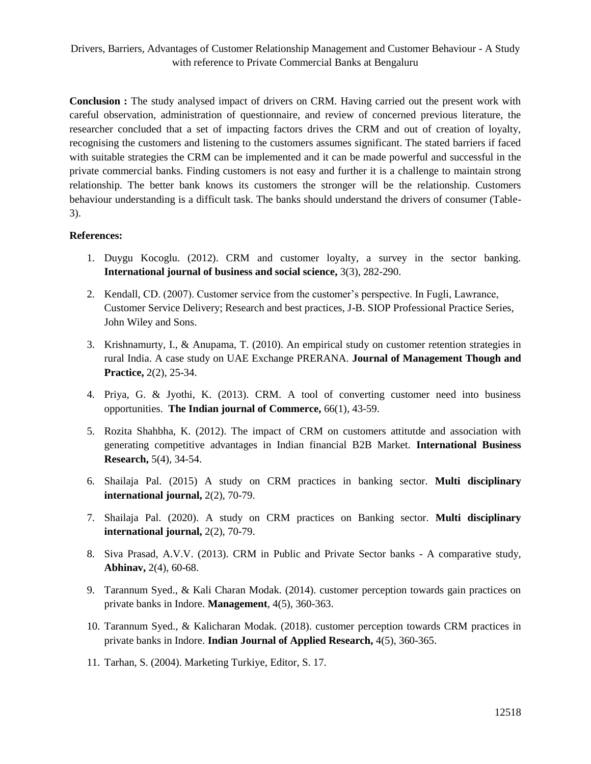**Conclusion :** The study analysed impact of drivers on CRM. Having carried out the present work with careful observation, administration of questionnaire, and review of concerned previous literature, the researcher concluded that a set of impacting factors drives the CRM and out of creation of loyalty, recognising the customers and listening to the customers assumes significant. The stated barriers if faced with suitable strategies the CRM can be implemented and it can be made powerful and successful in the private commercial banks. Finding customers is not easy and further it is a challenge to maintain strong relationship. The better bank knows its customers the stronger will be the relationship. Customers behaviour understanding is a difficult task. The banks should understand the drivers of consumer (Table-3).

**References:**

1. Duygu Kocoglu. (2012). CRM and customer loyalty, a survey in the sector banking. **International journal of business and social science,** 3(3), 282-290.
2. Kendall, CD. (2007). Customer service from the customer's perspective. In Fugli, Lawrance, Customer Service Delivery; Research and best practices, J-B. SIOP Professional Practice Series, John Wiley and Sons.
3. Krishnamurty, I., & Anupama, T. (2010). An empirical study on customer retention strategies in rural India. A case study on UAE Exchange PRERANA. **Journal of Management Though and Practice,** 2(2), 25-34.
4. Priya, G. & Jyothi, K. (2013). CRM. A tool of converting customer need into business opportunities. **The Indian journal of Commerce,** 66(1), 43-59.
5. Rozita Shahbha, K. (2012). The impact of CRM on customers attitutde and association with generating competitive advantages in Indian financial B2B Market. **International Business Research,** 5(4), 34-54.
6. Shailaja Pal. (2015) A study on CRM practices in banking sector. **Multi disciplinary international journal,** 2(2), 70-79.
7. Shailaja Pal. (2020). A study on CRM practices on Banking sector. **Multi disciplinary international journal,** 2(2), 70-79.
8. Siva Prasad, A.V.V. (2013). CRM in Public and Private Sector banks - A comparative study, **Abhinav,** 2(4), 60-68.
9. Tarannum Syed., & Kali Charan Modak. (2014). customer perception towards gain practices on private banks in Indore. **Management**, 4(5), 360-363.
10. Tarannum Syed., & Kalicharan Modak. (2018). customer perception towards CRM practices in private banks in Indore. **Indian Journal of Applied Research,** 4(5), 360-365.
11. Tarhan, S. (2004). Marketing Turkiye, Editor, S. 17.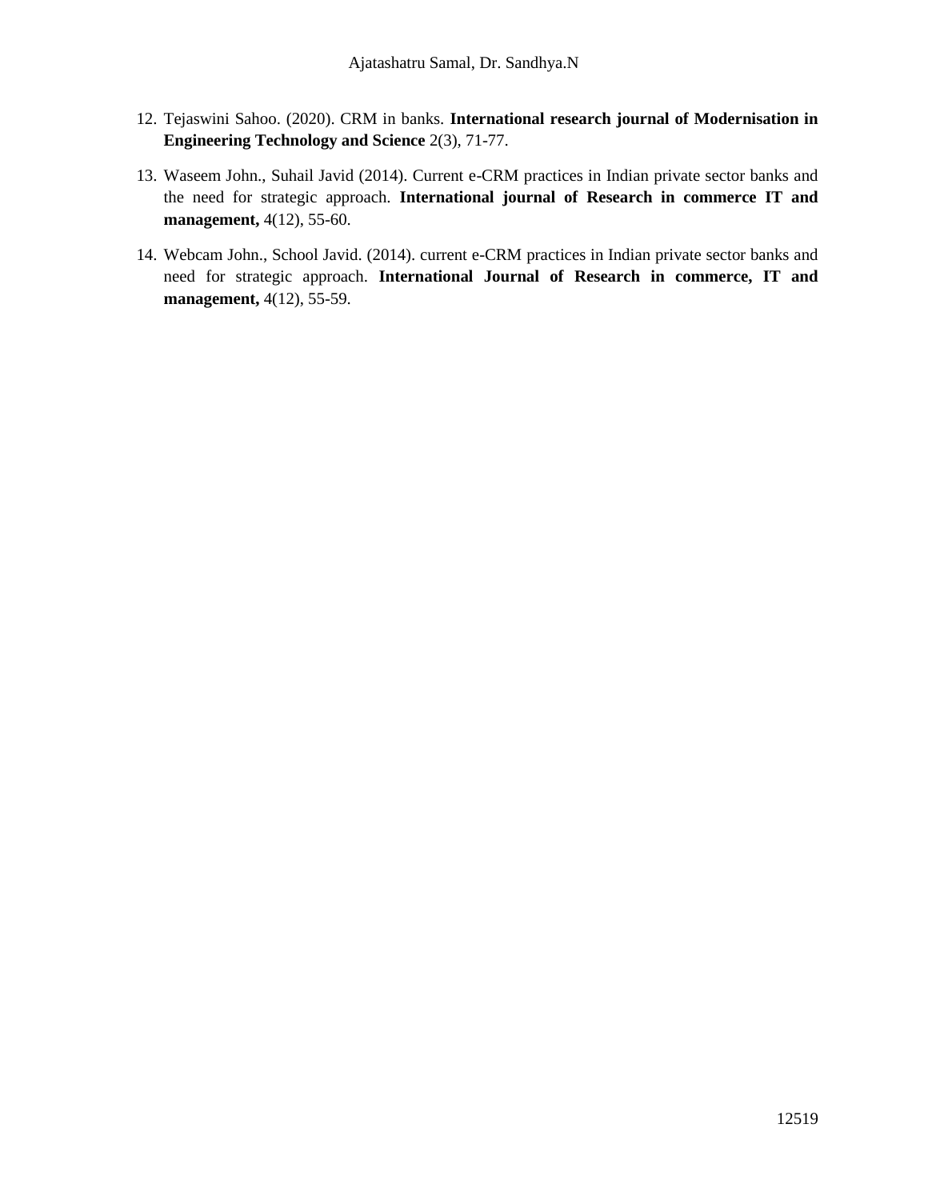12. Tejaswini Sahoo. (2020). CRM in banks. **International research journal of Modernisation in Engineering Technology and Science** 2(3), 71-77.

13. Waseem John., Suhail Javid (2014). Current e-CRM practices in Indian private sector banks and the need for strategic approach. **International journal of Research in commerce IT and management,** 4(12), 55-60.

14. Webcam John., School Javid. (2014). current e-CRM practices in Indian private sector banks and need for strategic approach. **International Journal of Research in commerce, IT and management,** 4(12), 55-59.